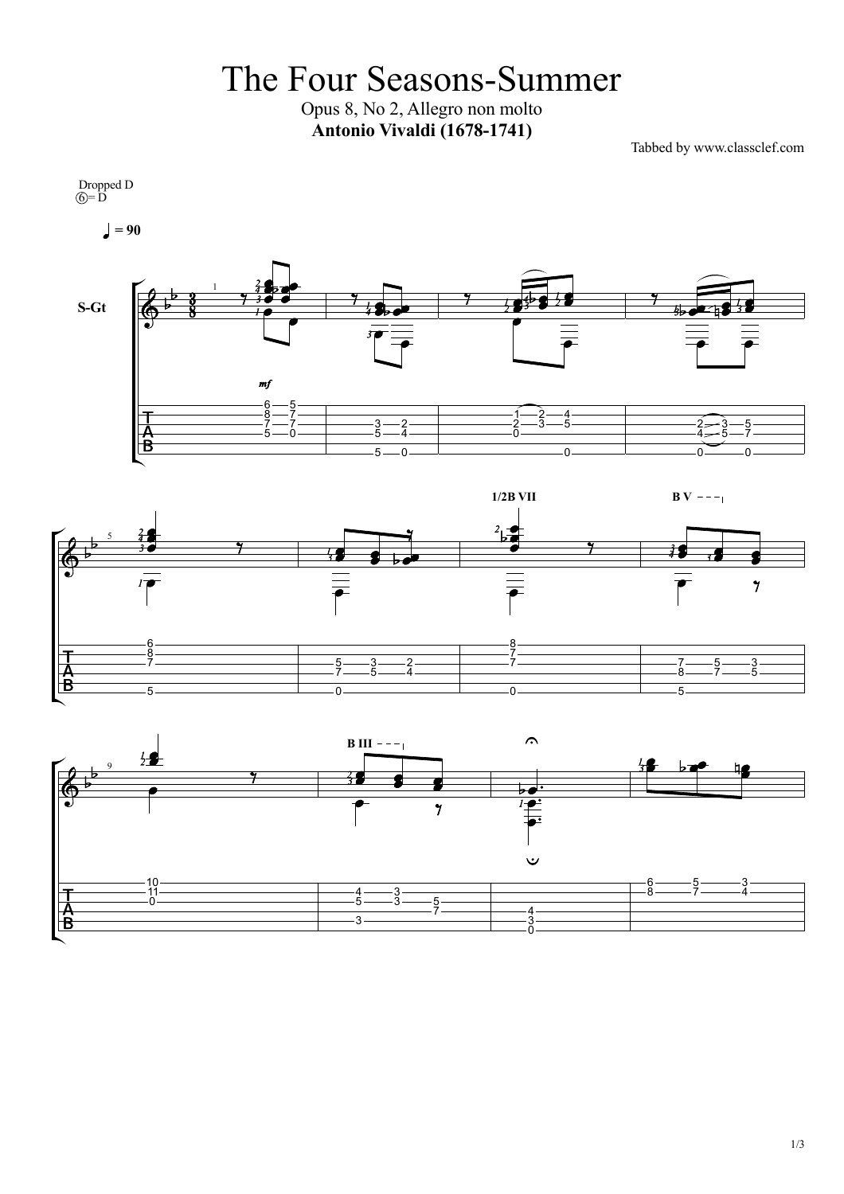# The Four Seasons-Summer

Opus 8, No 2, Allegro non molto

**Antonio Vivaldi (1678-1741)**

Tabbed by www.classclef.com

Dropped D
⑥= D

♩ = 90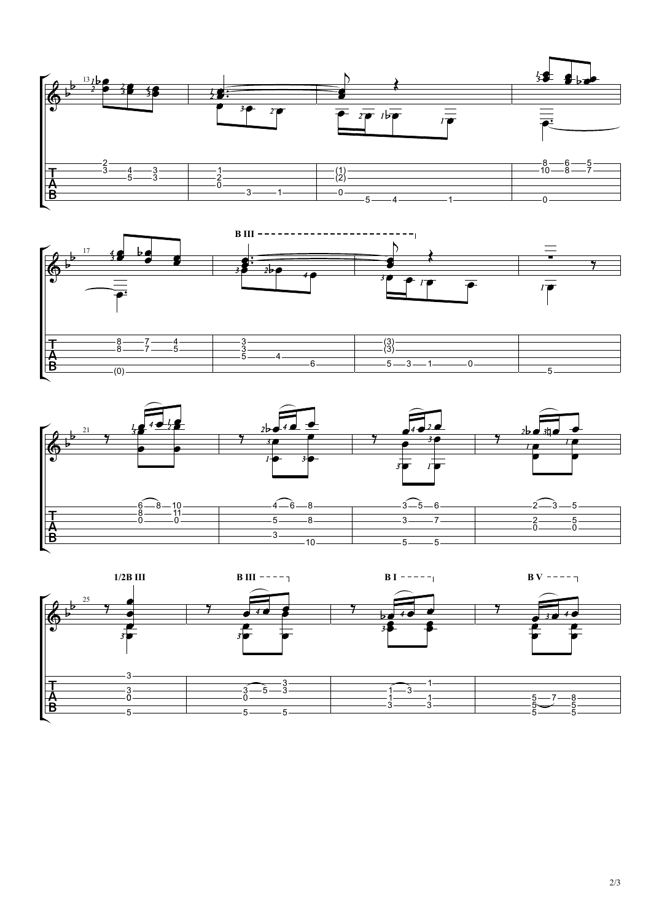B III

1/2B III

B III

B I

B V